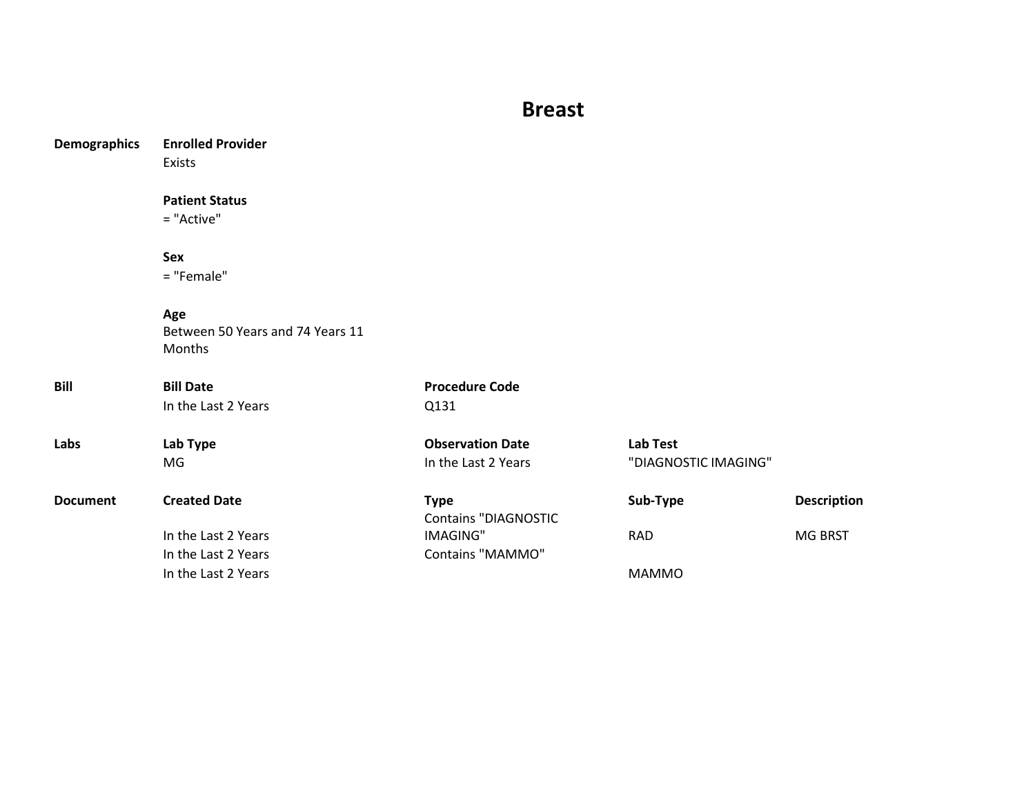# Breast

| | | | | |
|---|---|---|---|---|
| **Demographics** | **Enrolled Provider** | | | |
| | Exists | | | |
| | **Patient Status** | | | |
| | = "Active" | | | |
| | **Sex** | | | |
| | = "Female" | | | |
| | **Age** | | | |
| | Between 50 Years and 74 Years 11 Months | | | |
| **Bill** | **Bill Date** | **Procedure Code** | | |
| | In the Last 2 Years | Q131 | | |
| **Labs** | **Lab Type** | **Observation Date** | **Lab Test** | |
| | MG | In the Last 2 Years | "DIAGNOSTIC IMAGING" | |
| **Document** | **Created Date** | **Type** | **Sub-Type** | **Description** |
| | In the Last 2 Years | Contains "DIAGNOSTIC IMAGING" | RAD | MG BRST |
| | In the Last 2 Years | Contains "MAMMO" | | |
| | In the Last 2 Years | | MAMMO | |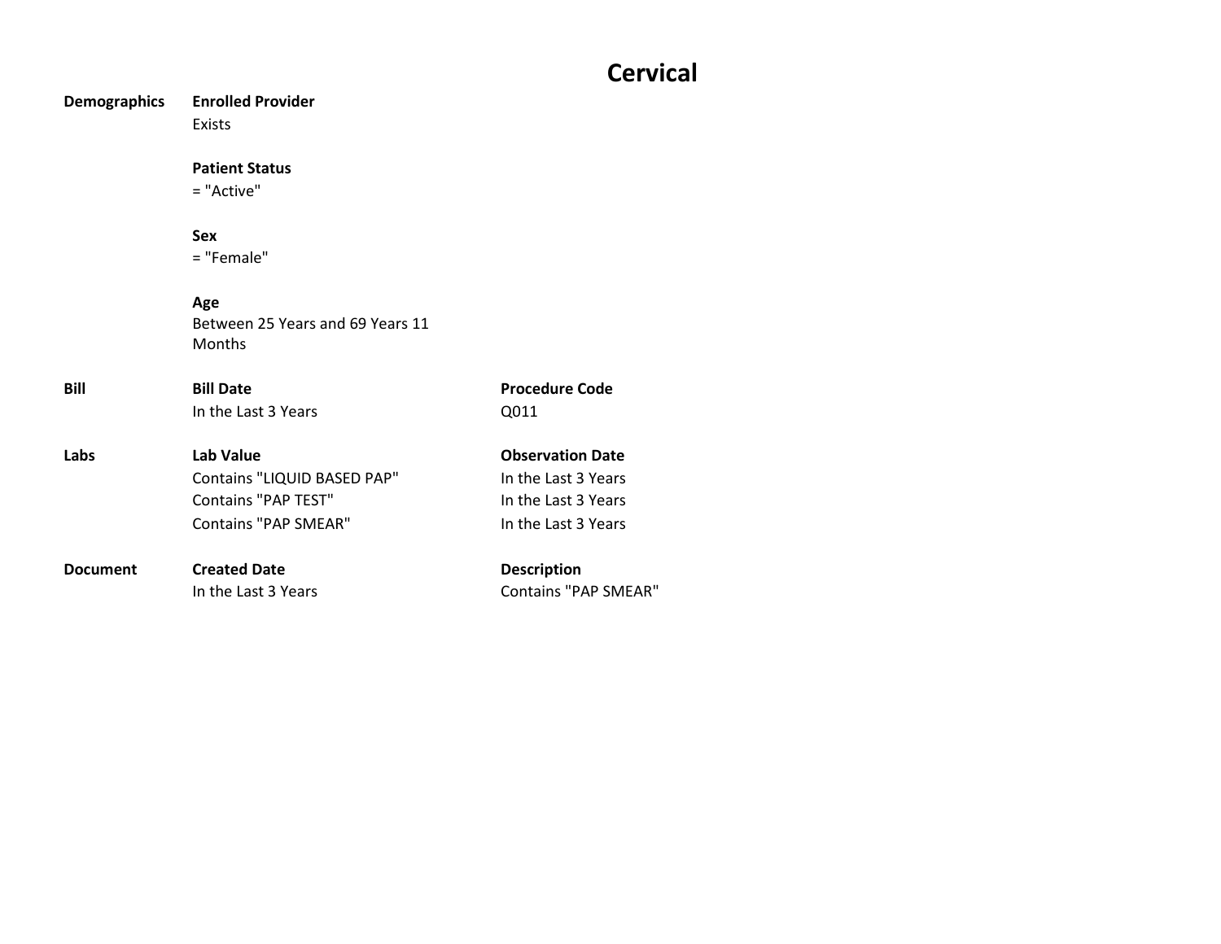# Cervical

| | | |
|---|---|---|
| **Demographics** | **Enrolled Provider** | |
| | Exists | |
| | **Patient Status** | |
| | = "Active" | |
| | **Sex** | |
| | = "Female" | |
| | **Age** | |
| | Between 25 Years and 69 Years 11 Months | |
| **Bill** | **Bill Date** | **Procedure Code** |
| | In the Last 3 Years | Q011 |
| **Labs** | **Lab Value** | **Observation Date** |
| | Contains "LIQUID BASED PAP" | In the Last 3 Years |
| | Contains "PAP TEST" | In the Last 3 Years |
| | Contains "PAP SMEAR" | In the Last 3 Years |
| **Document** | **Created Date** | **Description** |
| | In the Last 3 Years | Contains "PAP SMEAR" |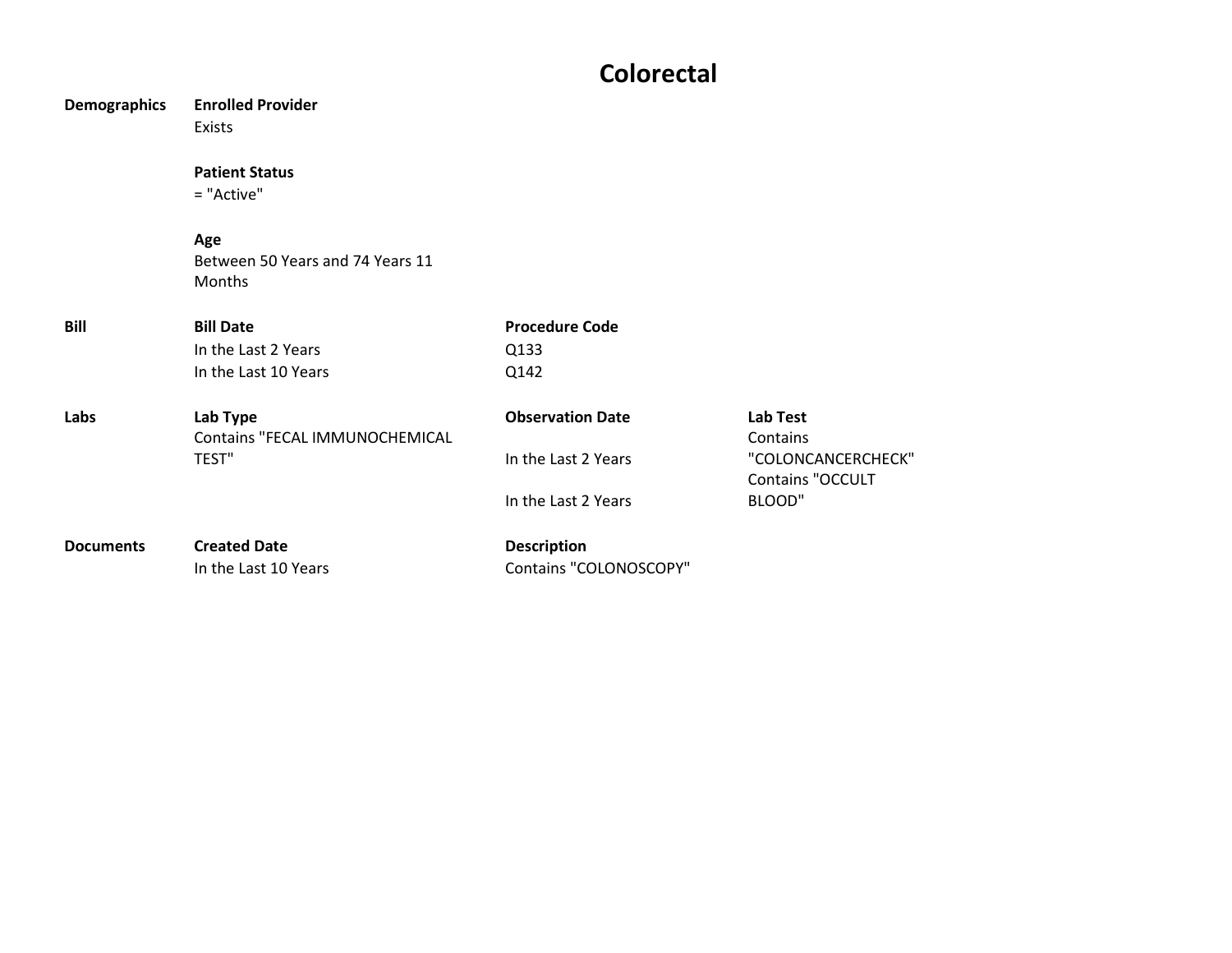# Colorectal

| | | | |
|---|---|---|---|
| **Demographics** | **Enrolled Provider** | | |
| | Exists | | |
| | **Patient Status** | | |
| | = "Active" | | |
| | **Age** | | |
| | Between 50 Years and 74 Years 11 Months | | |
| **Bill** | **Bill Date** | **Procedure Code** | |
| | In the Last 2 Years | Q133 | |
| | In the Last 10 Years | Q142 | |
| **Labs** | **Lab Type** | **Observation Date** | **Lab Test** |
| | Contains "FECAL IMMUNOCHEMICAL TEST" | In the Last 2 Years | Contains "COLONCANCERCHECK" |
| | | In the Last 2 Years | Contains "OCCULT BLOOD" |
| **Documents** | **Created Date** | **Description** | |
| | In the Last 10 Years | Contains "COLONOSCOPY" | |